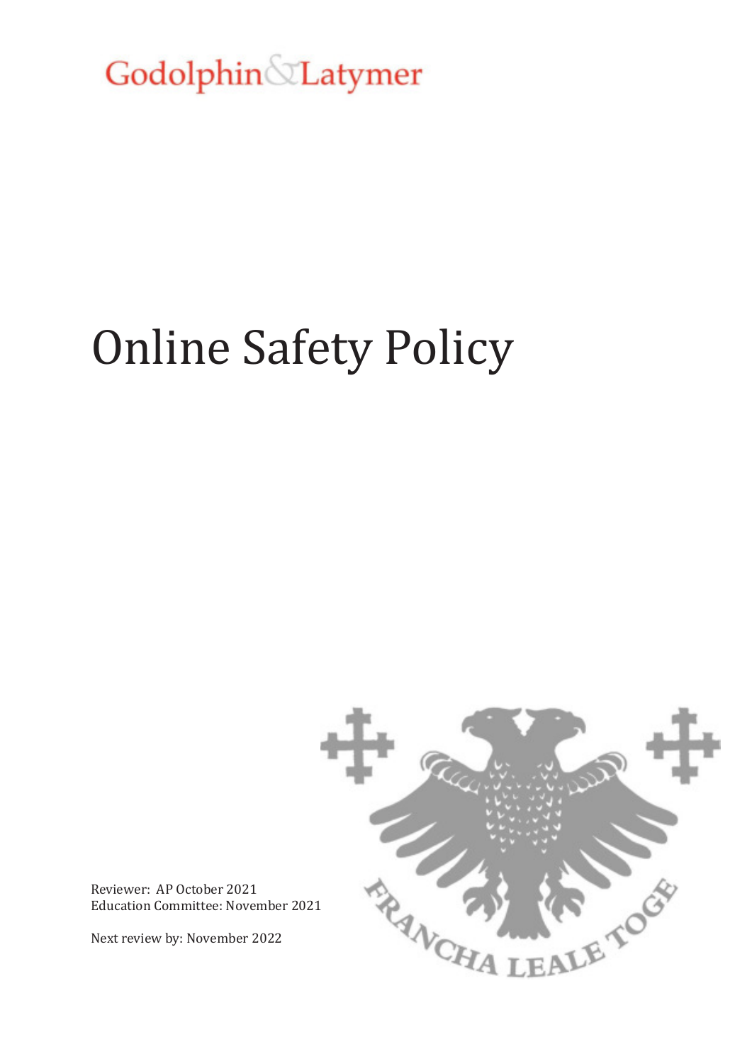Godolphin & Latymer

# Online Safety Policy

Reviewer: AP October 2021
Education Committee: November 2021

Next review by: November 2022

FRANCHA LEALE TOGE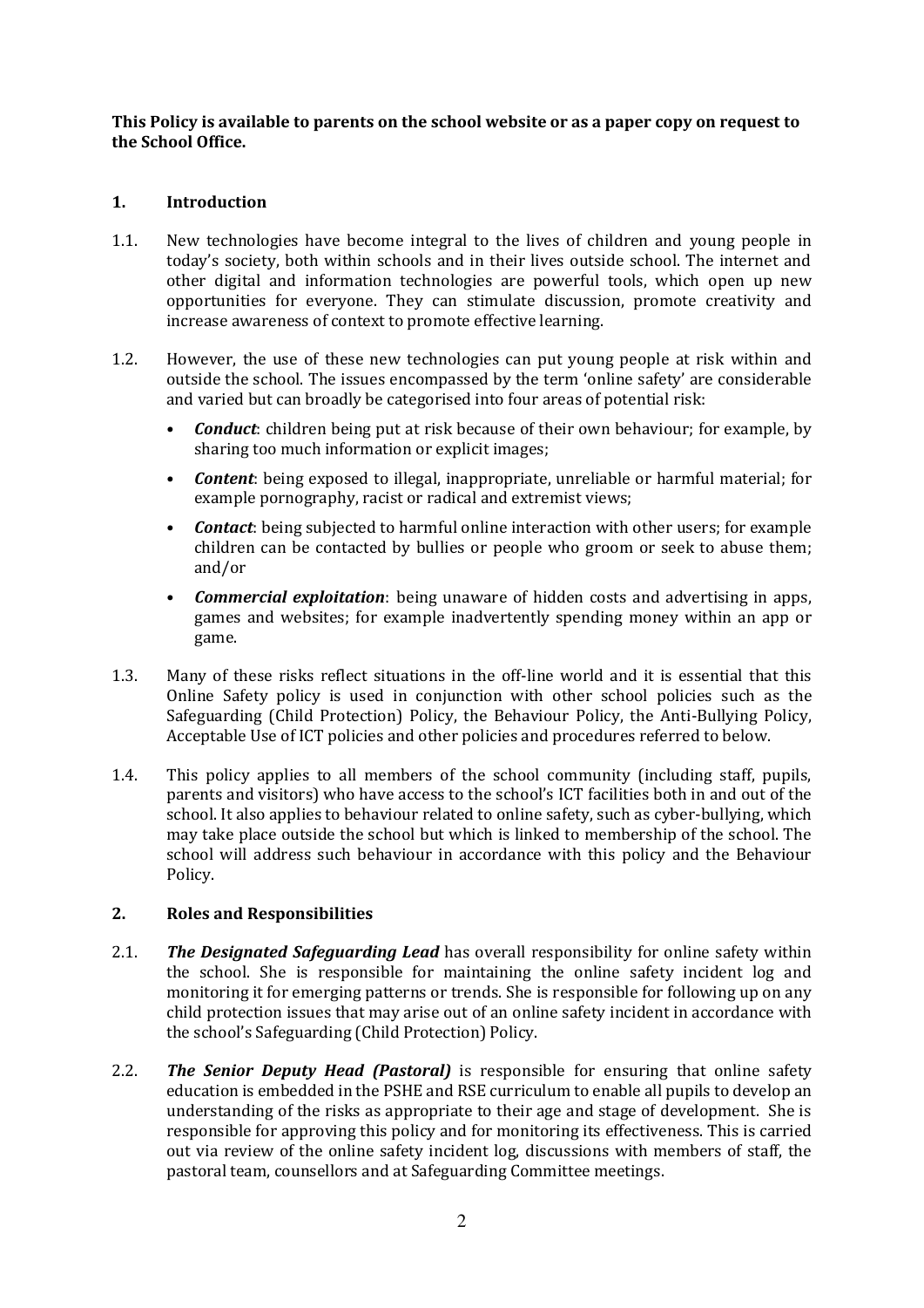**This Policy is available to parents on the school website or as a paper copy on request to the School Office.**

## 1. Introduction

1.1. New technologies have become integral to the lives of children and young people in today's society, both within schools and in their lives outside school. The internet and other digital and information technologies are powerful tools, which open up new opportunities for everyone. They can stimulate discussion, promote creativity and increase awareness of context to promote effective learning.

1.2. However, the use of these new technologies can put young people at risk within and outside the school. The issues encompassed by the term 'online safety' are considerable and varied but can broadly be categorised into four areas of potential risk:

- ***Conduct***: children being put at risk because of their own behaviour; for example, by sharing too much information or explicit images;
- ***Content***: being exposed to illegal, inappropriate, unreliable or harmful material; for example pornography, racist or radical and extremist views;
- ***Contact***: being subjected to harmful online interaction with other users; for example children can be contacted by bullies or people who groom or seek to abuse them; and/or
- ***Commercial exploitation***: being unaware of hidden costs and advertising in apps, games and websites; for example inadvertently spending money within an app or game.

1.3. Many of these risks reflect situations in the off-line world and it is essential that this Online Safety policy is used in conjunction with other school policies such as the Safeguarding (Child Protection) Policy, the Behaviour Policy, the Anti-Bullying Policy, Acceptable Use of ICT policies and other policies and procedures referred to below.

1.4. This policy applies to all members of the school community (including staff, pupils, parents and visitors) who have access to the school's ICT facilities both in and out of the school. It also applies to behaviour related to online safety, such as cyber-bullying, which may take place outside the school but which is linked to membership of the school. The school will address such behaviour in accordance with this policy and the Behaviour Policy.

## 2. Roles and Responsibilities

2.1. ***The Designated Safeguarding Lead*** has overall responsibility for online safety within the school. She is responsible for maintaining the online safety incident log and monitoring it for emerging patterns or trends. She is responsible for following up on any child protection issues that may arise out of an online safety incident in accordance with the school's Safeguarding (Child Protection) Policy.

2.2. ***The Senior Deputy Head (Pastoral)*** is responsible for ensuring that online safety education is embedded in the PSHE and RSE curriculum to enable all pupils to develop an understanding of the risks as appropriate to their age and stage of development. She is responsible for approving this policy and for monitoring its effectiveness. This is carried out via review of the online safety incident log, discussions with members of staff, the pastoral team, counsellors and at Safeguarding Committee meetings.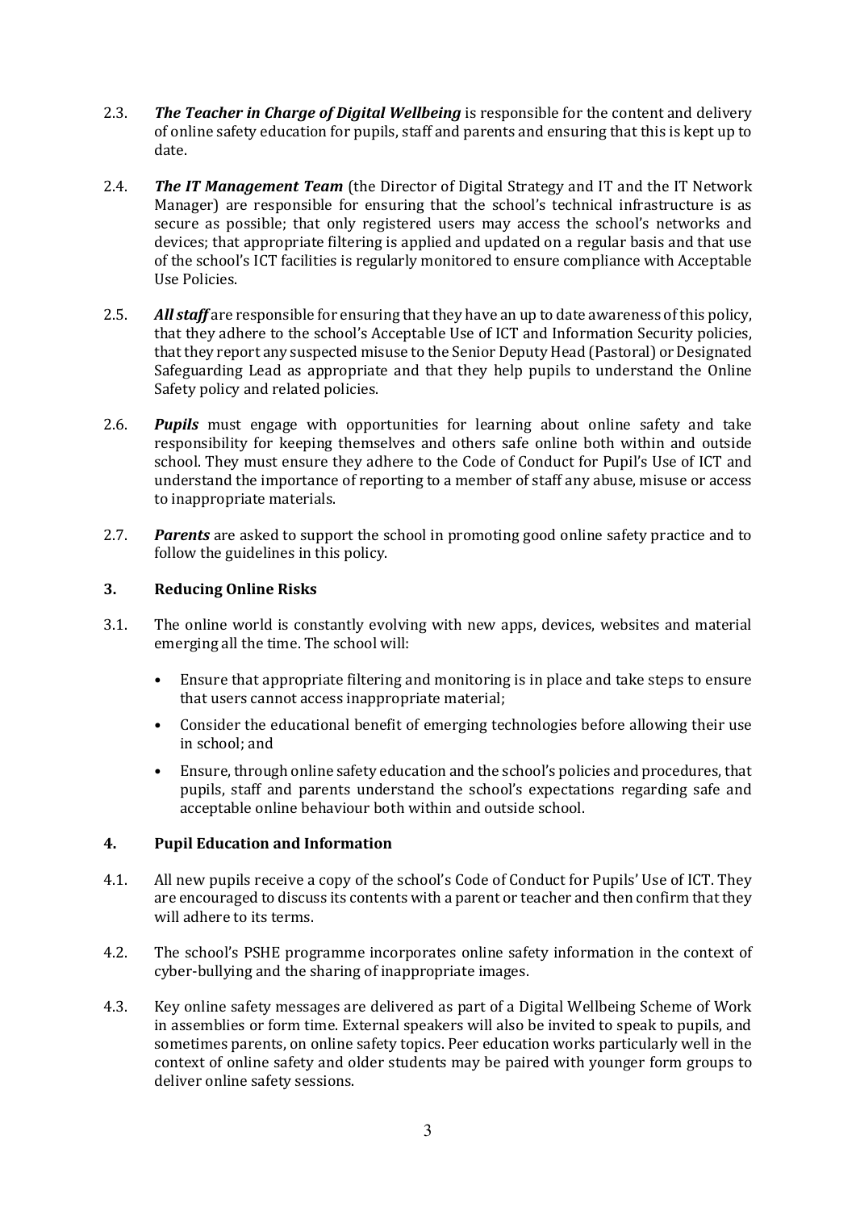2.3. ***The Teacher in Charge of Digital Wellbeing*** is responsible for the content and delivery of online safety education for pupils, staff and parents and ensuring that this is kept up to date.

2.4. ***The IT Management Team*** (the Director of Digital Strategy and IT and the IT Network Manager) are responsible for ensuring that the school's technical infrastructure is as secure as possible; that only registered users may access the school's networks and devices; that appropriate filtering is applied and updated on a regular basis and that use of the school's ICT facilities is regularly monitored to ensure compliance with Acceptable Use Policies.

2.5. ***All staff*** are responsible for ensuring that they have an up to date awareness of this policy, that they adhere to the school's Acceptable Use of ICT and Information Security policies, that they report any suspected misuse to the Senior Deputy Head (Pastoral) or Designated Safeguarding Lead as appropriate and that they help pupils to understand the Online Safety policy and related policies.

2.6. ***Pupils*** must engage with opportunities for learning about online safety and take responsibility for keeping themselves and others safe online both within and outside school. They must ensure they adhere to the Code of Conduct for Pupil's Use of ICT and understand the importance of reporting to a member of staff any abuse, misuse or access to inappropriate materials.

2.7. ***Parents*** are asked to support the school in promoting good online safety practice and to follow the guidelines in this policy.

## 3. Reducing Online Risks

3.1. The online world is constantly evolving with new apps, devices, websites and material emerging all the time. The school will:

- Ensure that appropriate filtering and monitoring is in place and take steps to ensure that users cannot access inappropriate material;
- Consider the educational benefit of emerging technologies before allowing their use in school; and
- Ensure, through online safety education and the school's policies and procedures, that pupils, staff and parents understand the school's expectations regarding safe and acceptable online behaviour both within and outside school.

## 4. Pupil Education and Information

4.1. All new pupils receive a copy of the school's Code of Conduct for Pupils' Use of ICT. They are encouraged to discuss its contents with a parent or teacher and then confirm that they will adhere to its terms.

4.2. The school's PSHE programme incorporates online safety information in the context of cyber-bullying and the sharing of inappropriate images.

4.3. Key online safety messages are delivered as part of a Digital Wellbeing Scheme of Work in assemblies or form time. External speakers will also be invited to speak to pupils, and sometimes parents, on online safety topics. Peer education works particularly well in the context of online safety and older students may be paired with younger form groups to deliver online safety sessions.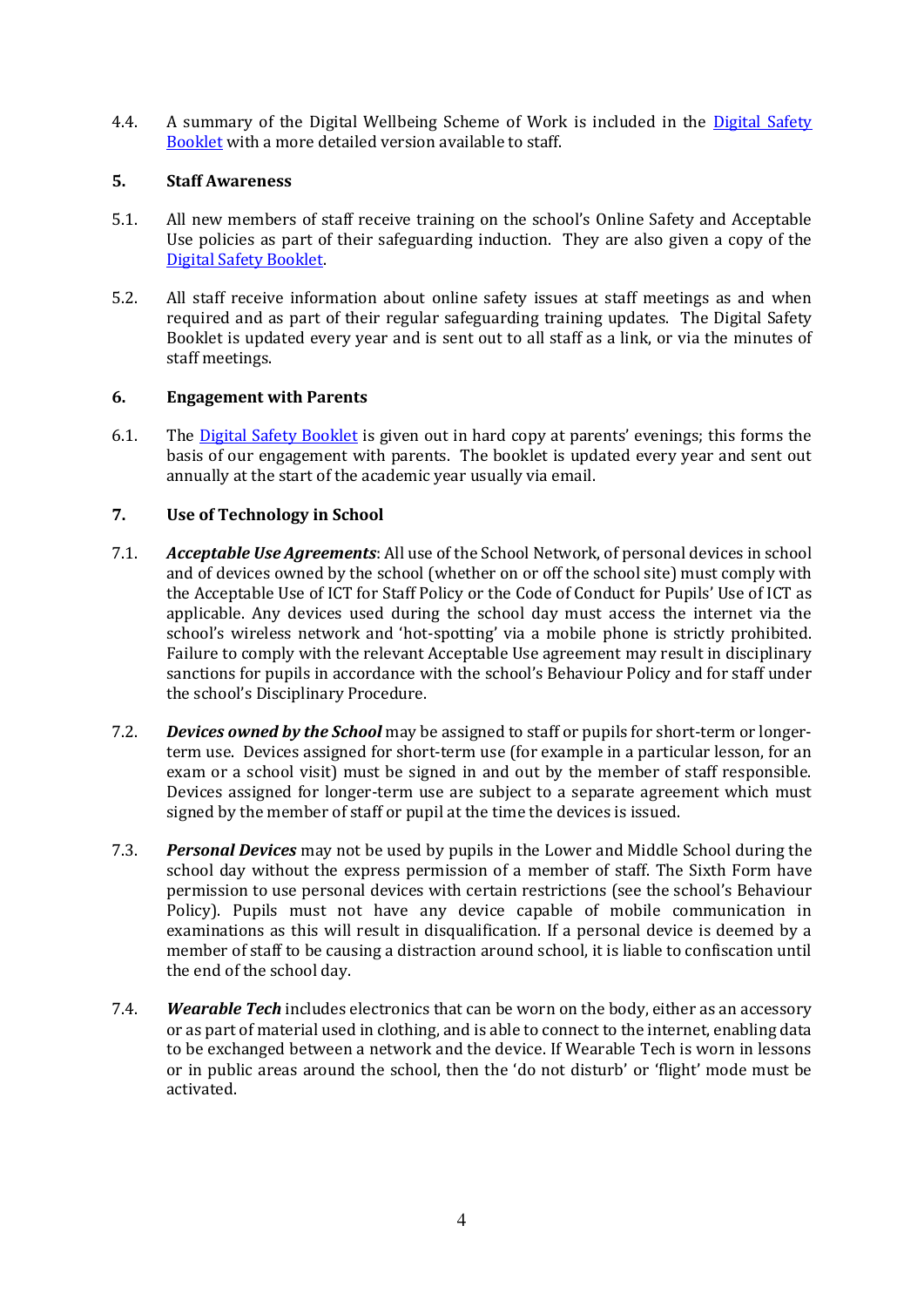4.4. A summary of the Digital Wellbeing Scheme of Work is included in the [Digital Safety Booklet](#) with a more detailed version available to staff.

## 5. Staff Awareness

5.1. All new members of staff receive training on the school's Online Safety and Acceptable Use policies as part of their safeguarding induction. They are also given a copy of the [Digital Safety Booklet](#).

5.2. All staff receive information about online safety issues at staff meetings as and when required and as part of their regular safeguarding training updates. The Digital Safety Booklet is updated every year and is sent out to all staff as a link, or via the minutes of staff meetings.

## 6. Engagement with Parents

6.1. The [Digital Safety Booklet](#) is given out in hard copy at parents' evenings; this forms the basis of our engagement with parents. The booklet is updated every year and sent out annually at the start of the academic year usually via email.

## 7. Use of Technology in School

7.1. ***Acceptable Use Agreements***: All use of the School Network, of personal devices in school and of devices owned by the school (whether on or off the school site) must comply with the Acceptable Use of ICT for Staff Policy or the Code of Conduct for Pupils' Use of ICT as applicable. Any devices used during the school day must access the internet via the school's wireless network and 'hot-spotting' via a mobile phone is strictly prohibited. Failure to comply with the relevant Acceptable Use agreement may result in disciplinary sanctions for pupils in accordance with the school's Behaviour Policy and for staff under the school's Disciplinary Procedure.

7.2. ***Devices owned by the School*** may be assigned to staff or pupils for short-term or longer-term use. Devices assigned for short-term use (for example in a particular lesson, for an exam or a school visit) must be signed in and out by the member of staff responsible. Devices assigned for longer-term use are subject to a separate agreement which must signed by the member of staff or pupil at the time the devices is issued.

7.3. ***Personal Devices*** may not be used by pupils in the Lower and Middle School during the school day without the express permission of a member of staff. The Sixth Form have permission to use personal devices with certain restrictions (see the school's Behaviour Policy). Pupils must not have any device capable of mobile communication in examinations as this will result in disqualification. If a personal device is deemed by a member of staff to be causing a distraction around school, it is liable to confiscation until the end of the school day.

7.4. ***Wearable Tech*** includes electronics that can be worn on the body, either as an accessory or as part of material used in clothing, and is able to connect to the internet, enabling data to be exchanged between a network and the device. If Wearable Tech is worn in lessons or in public areas around the school, then the 'do not disturb' or 'flight' mode must be activated.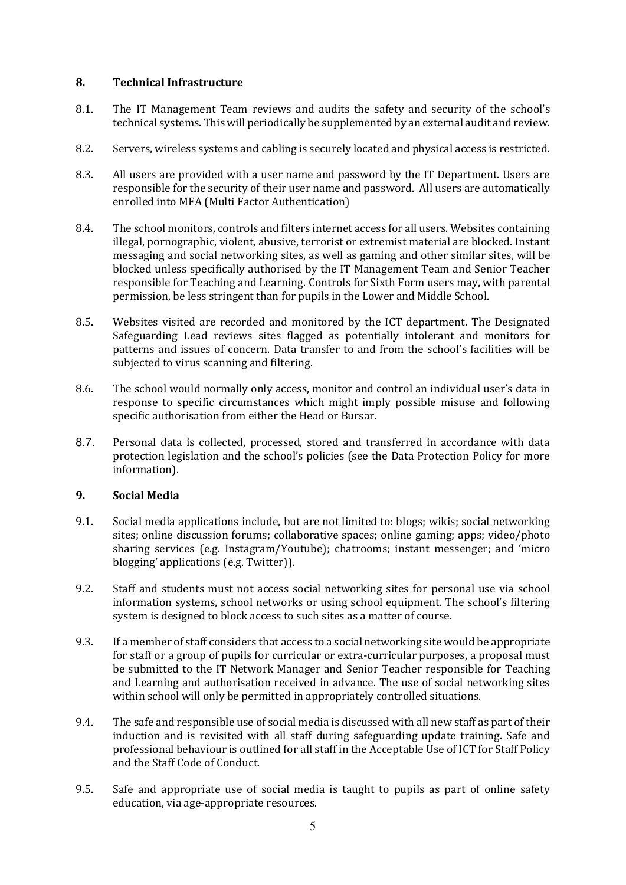## 8. Technical Infrastructure

8.1. The IT Management Team reviews and audits the safety and security of the school's technical systems. This will periodically be supplemented by an external audit and review.

8.2. Servers, wireless systems and cabling is securely located and physical access is restricted.

8.3. All users are provided with a user name and password by the IT Department. Users are responsible for the security of their user name and password. All users are automatically enrolled into MFA (Multi Factor Authentication)

8.4. The school monitors, controls and filters internet access for all users. Websites containing illegal, pornographic, violent, abusive, terrorist or extremist material are blocked. Instant messaging and social networking sites, as well as gaming and other similar sites, will be blocked unless specifically authorised by the IT Management Team and Senior Teacher responsible for Teaching and Learning. Controls for Sixth Form users may, with parental permission, be less stringent than for pupils in the Lower and Middle School.

8.5. Websites visited are recorded and monitored by the ICT department. The Designated Safeguarding Lead reviews sites flagged as potentially intolerant and monitors for patterns and issues of concern. Data transfer to and from the school's facilities will be subjected to virus scanning and filtering.

8.6. The school would normally only access, monitor and control an individual user's data in response to specific circumstances which might imply possible misuse and following specific authorisation from either the Head or Bursar.

8.7. Personal data is collected, processed, stored and transferred in accordance with data protection legislation and the school's policies (see the Data Protection Policy for more information).

## 9. Social Media

9.1. Social media applications include, but are not limited to: blogs; wikis; social networking sites; online discussion forums; collaborative spaces; online gaming; apps; video/photo sharing services (e.g. Instagram/Youtube); chatrooms; instant messenger; and 'micro blogging' applications (e.g. Twitter)).

9.2. Staff and students must not access social networking sites for personal use via school information systems, school networks or using school equipment. The school's filtering system is designed to block access to such sites as a matter of course.

9.3. If a member of staff considers that access to a social networking site would be appropriate for staff or a group of pupils for curricular or extra-curricular purposes, a proposal must be submitted to the IT Network Manager and Senior Teacher responsible for Teaching and Learning and authorisation received in advance. The use of social networking sites within school will only be permitted in appropriately controlled situations.

9.4. The safe and responsible use of social media is discussed with all new staff as part of their induction and is revisited with all staff during safeguarding update training. Safe and professional behaviour is outlined for all staff in the Acceptable Use of ICT for Staff Policy and the Staff Code of Conduct.

9.5. Safe and appropriate use of social media is taught to pupils as part of online safety education, via age-appropriate resources.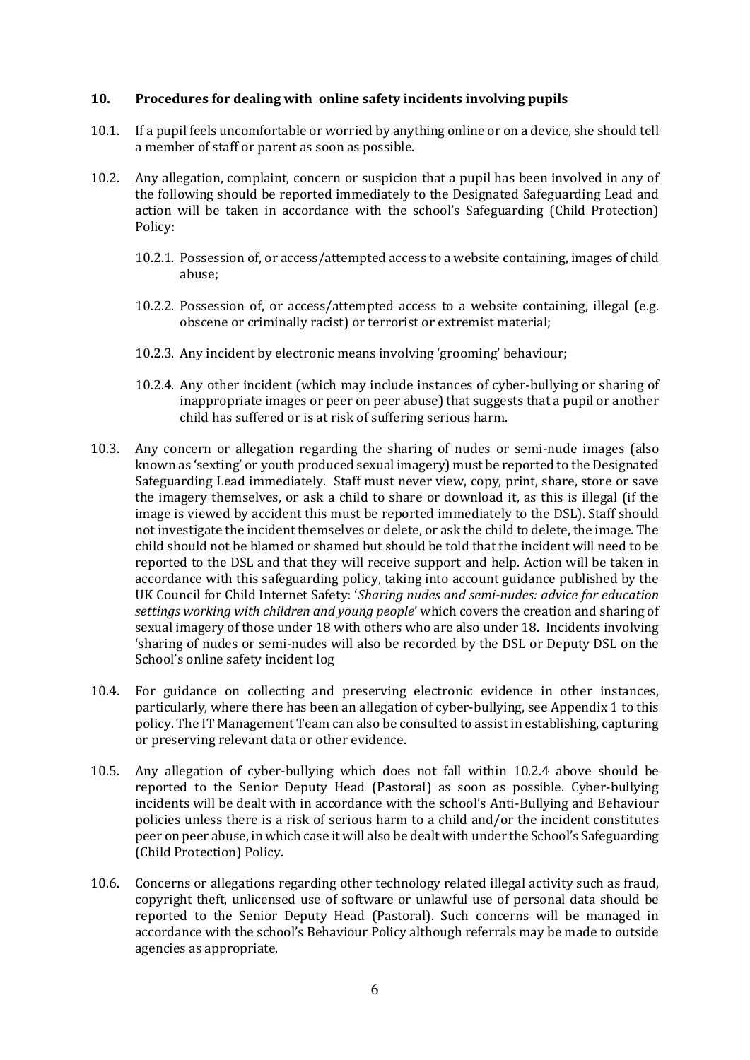## 10. Procedures for dealing with online safety incidents involving pupils

10.1. If a pupil feels uncomfortable or worried by anything online or on a device, she should tell a member of staff or parent as soon as possible.

10.2. Any allegation, complaint, concern or suspicion that a pupil has been involved in any of the following should be reported immediately to the Designated Safeguarding Lead and action will be taken in accordance with the school's Safeguarding (Child Protection) Policy:

10.2.1. Possession of, or access/attempted access to a website containing, images of child abuse;

10.2.2. Possession of, or access/attempted access to a website containing, illegal (e.g. obscene or criminally racist) or terrorist or extremist material;

10.2.3. Any incident by electronic means involving 'grooming' behaviour;

10.2.4. Any other incident (which may include instances of cyber-bullying or sharing of inappropriate images or peer on peer abuse) that suggests that a pupil or another child has suffered or is at risk of suffering serious harm.

10.3. Any concern or allegation regarding the sharing of nudes or semi-nude images (also known as 'sexting' or youth produced sexual imagery) must be reported to the Designated Safeguarding Lead immediately. Staff must never view, copy, print, share, store or save the imagery themselves, or ask a child to share or download it, as this is illegal (if the image is viewed by accident this must be reported immediately to the DSL). Staff should not investigate the incident themselves or delete, or ask the child to delete, the image. The child should not be blamed or shamed but should be told that the incident will need to be reported to the DSL and that they will receive support and help. Action will be taken in accordance with this safeguarding policy, taking into account guidance published by the UK Council for Child Internet Safety: '*Sharing nudes and semi-nudes: advice for education settings working with children and young people*' which covers the creation and sharing of sexual imagery of those under 18 with others who are also under 18. Incidents involving 'sharing of nudes or semi-nudes will also be recorded by the DSL or Deputy DSL on the School's online safety incident log

10.4. For guidance on collecting and preserving electronic evidence in other instances, particularly, where there has been an allegation of cyber-bullying, see Appendix 1 to this policy. The IT Management Team can also be consulted to assist in establishing, capturing or preserving relevant data or other evidence.

10.5. Any allegation of cyber-bullying which does not fall within 10.2.4 above should be reported to the Senior Deputy Head (Pastoral) as soon as possible. Cyber-bullying incidents will be dealt with in accordance with the school's Anti-Bullying and Behaviour policies unless there is a risk of serious harm to a child and/or the incident constitutes peer on peer abuse, in which case it will also be dealt with under the School's Safeguarding (Child Protection) Policy.

10.6. Concerns or allegations regarding other technology related illegal activity such as fraud, copyright theft, unlicensed use of software or unlawful use of personal data should be reported to the Senior Deputy Head (Pastoral). Such concerns will be managed in accordance with the school's Behaviour Policy although referrals may be made to outside agencies as appropriate.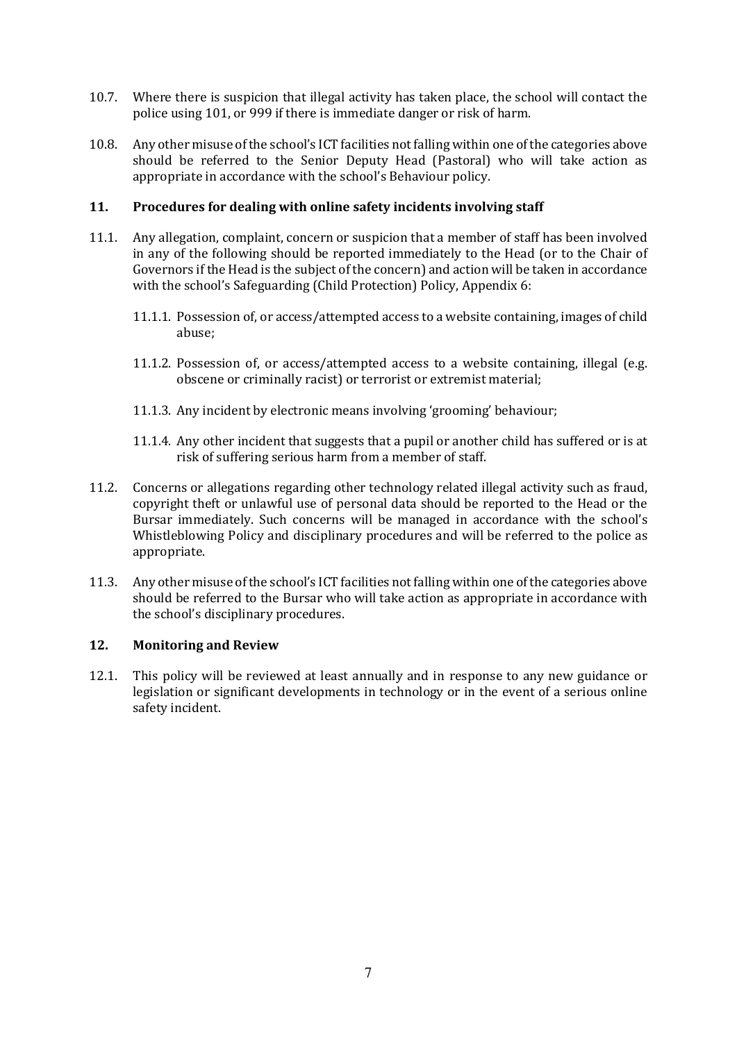10.7. Where there is suspicion that illegal activity has taken place, the school will contact the police using 101, or 999 if there is immediate danger or risk of harm.

10.8. Any other misuse of the school's ICT facilities not falling within one of the categories above should be referred to the Senior Deputy Head (Pastoral) who will take action as appropriate in accordance with the school's Behaviour policy.

## 11. Procedures for dealing with online safety incidents involving staff

11.1. Any allegation, complaint, concern or suspicion that a member of staff has been involved in any of the following should be reported immediately to the Head (or to the Chair of Governors if the Head is the subject of the concern) and action will be taken in accordance with the school's Safeguarding (Child Protection) Policy, Appendix 6:

- 11.1.1. Possession of, or access/attempted access to a website containing, images of child abuse;
- 11.1.2. Possession of, or access/attempted access to a website containing, illegal (e.g. obscene or criminally racist) or terrorist or extremist material;
- 11.1.3. Any incident by electronic means involving 'grooming' behaviour;
- 11.1.4. Any other incident that suggests that a pupil or another child has suffered or is at risk of suffering serious harm from a member of staff.

11.2. Concerns or allegations regarding other technology related illegal activity such as fraud, copyright theft or unlawful use of personal data should be reported to the Head or the Bursar immediately. Such concerns will be managed in accordance with the school's Whistleblowing Policy and disciplinary procedures and will be referred to the police as appropriate.

11.3. Any other misuse of the school's ICT facilities not falling within one of the categories above should be referred to the Bursar who will take action as appropriate in accordance with the school's disciplinary procedures.

## 12. Monitoring and Review

12.1. This policy will be reviewed at least annually and in response to any new guidance or legislation or significant developments in technology or in the event of a serious online safety incident.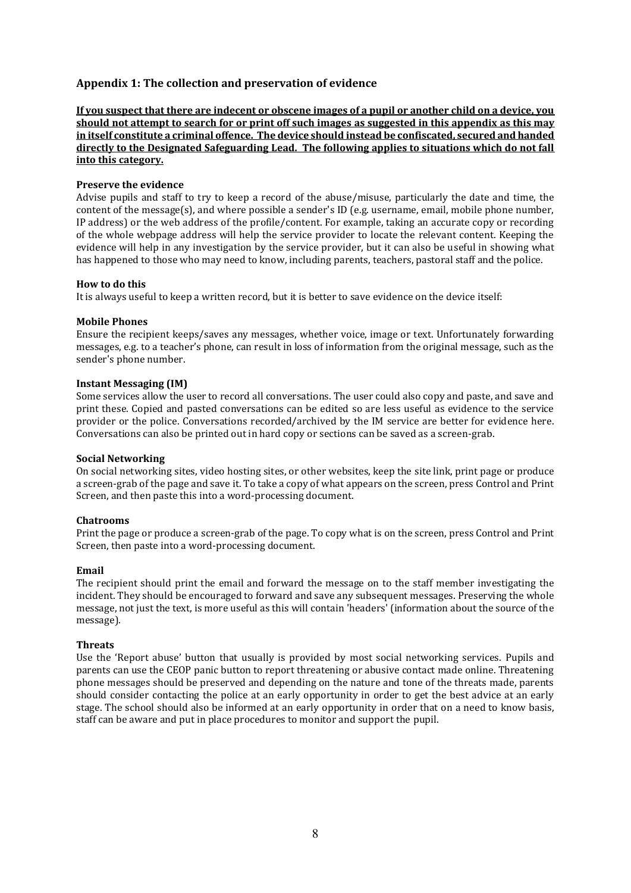## Appendix 1: The collection and preservation of evidence

**If you suspect that there are indecent or obscene images of a pupil or another child on a device, you should not attempt to search for or print off such images as suggested in this appendix as this may in itself constitute a criminal offence. The device should instead be confiscated, secured and handed directly to the Designated Safeguarding Lead. The following applies to situations which do not fall into this category.**

**Preserve the evidence**

Advise pupils and staff to try to keep a record of the abuse/misuse, particularly the date and time, the content of the message(s), and where possible a sender's ID (e.g. username, email, mobile phone number, IP address) or the web address of the profile/content. For example, taking an accurate copy or recording of the whole webpage address will help the service provider to locate the relevant content. Keeping the evidence will help in any investigation by the service provider, but it can also be useful in showing what has happened to those who may need to know, including parents, teachers, pastoral staff and the police.

**How to do this**

It is always useful to keep a written record, but it is better to save evidence on the device itself:

**Mobile Phones**

Ensure the recipient keeps/saves any messages, whether voice, image or text. Unfortunately forwarding messages, e.g. to a teacher's phone, can result in loss of information from the original message, such as the sender's phone number.

**Instant Messaging (IM)**

Some services allow the user to record all conversations. The user could also copy and paste, and save and print these. Copied and pasted conversations can be edited so are less useful as evidence to the service provider or the police. Conversations recorded/archived by the IM service are better for evidence here. Conversations can also be printed out in hard copy or sections can be saved as a screen-grab.

**Social Networking**

On social networking sites, video hosting sites, or other websites, keep the site link, print page or produce a screen-grab of the page and save it. To take a copy of what appears on the screen, press Control and Print Screen, and then paste this into a word-processing document.

**Chatrooms**

Print the page or produce a screen-grab of the page. To copy what is on the screen, press Control and Print Screen, then paste into a word-processing document.

**Email**

The recipient should print the email and forward the message on to the staff member investigating the incident. They should be encouraged to forward and save any subsequent messages. Preserving the whole message, not just the text, is more useful as this will contain 'headers' (information about the source of the message).

**Threats**

Use the 'Report abuse' button that usually is provided by most social networking services. Pupils and parents can use the CEOP panic button to report threatening or abusive contact made online. Threatening phone messages should be preserved and depending on the nature and tone of the threats made, parents should consider contacting the police at an early opportunity in order to get the best advice at an early stage. The school should also be informed at an early opportunity in order that on a need to know basis, staff can be aware and put in place procedures to monitor and support the pupil.